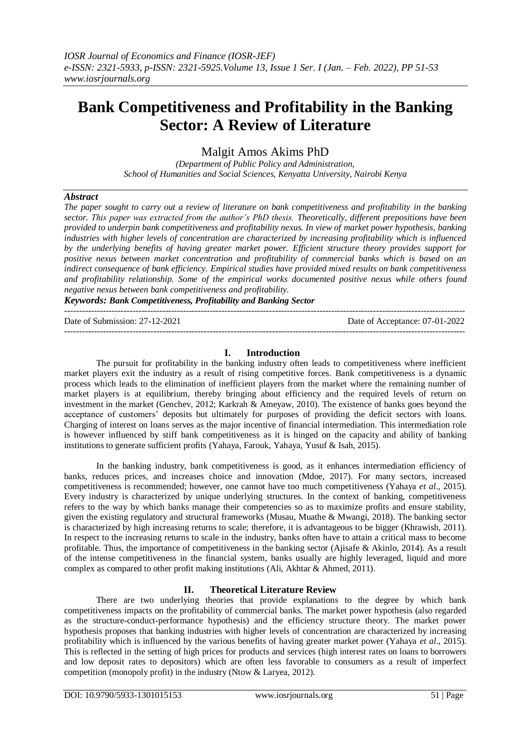# Bank Competitiveness and Profitability in the Banking Sector: A Review of Literature

Malgit Amos Akims PhD

*(Department of Public Policy and Administration, School of Humanities and Social Sciences, Kenyatta University, Nairobi Kenya)*

## *Abstract*

*The paper sought to carry out a review of literature on bank competitiveness and profitability in the banking sector. This paper was extracted from the author's PhD thesis. Theoretically, different prepositions have been provided to underpin bank competitiveness and profitability nexus. In view of market power hypothesis, banking industries with higher levels of concentration are characterized by increasing profitability which is influenced by the underlying benefits of having greater market power. Efficient structure theory provides support for positive nexus between market concentration and profitability of commercial banks which is based on an indirect consequence of bank efficiency. Empirical studies have provided mixed results on bank competitiveness and profitability relationship. Some of the empirical works documented positive nexus while others found negative nexus between bank competitiveness and profitability.*

***Keywords: Bank Competitiveness, Profitability and Banking Sector***

---

Date of Submission: 27-12-2021 Date of Acceptance: 07-01-2022

---

## I. Introduction

The pursuit for profitability in the banking industry often leads to competitiveness where inefficient market players exit the industry as a result of rising competitive forces. Bank competitiveness is a dynamic process which leads to the elimination of inefficient players from the market where the remaining number of market players is at equilibrium, thereby bringing about efficiency and the required levels of return on investment in the market (Genchev, 2012; Karkrah & Ameyaw, 2010). The existence of banks goes beyond the acceptance of customers' deposits but ultimately for purposes of providing the deficit sectors with loans. Charging of interest on loans serves as the major incentive of financial intermediation. This intermediation role is however influenced by stiff bank competitiveness as it is hinged on the capacity and ability of banking institutions to generate sufficient profits (Yahaya, Farouk, Yahaya, Yusuf & Isah, 2015).

In the banking industry, bank competitiveness is good, as it enhances intermediation efficiency of banks, reduces prices, and increases choice and innovation (Mdoe, 2017). For many sectors, increased competitiveness is recommended; however, one cannot have too much competitiveness (Yahaya *et al*., 2015). Every industry is characterized by unique underlying structures. In the context of banking, competitiveness refers to the way by which banks manage their competencies so as to maximize profits and ensure stability, given the existing regulatory and structural frameworks (Musau, Muathe & Mwangi, 2018). The banking sector is characterized by high increasing returns to scale; therefore, it is advantageous to be bigger (Khrawish, 2011). In respect to the increasing returns to scale in the industry, banks often have to attain a critical mass to become profitable. Thus, the importance of competitiveness in the banking sector (Ajisafe & Akinlo, 2014). As a result of the intense competitiveness in the financial system, banks usually are highly leveraged, liquid and more complex as compared to other profit making institutions (Ali, Akhtar & Ahmed, 2011).

## II. Theoretical Literature Review

There are two underlying theories that provide explanations to the degree by which bank competitiveness impacts on the profitability of commercial banks. The market power hypothesis (also regarded as the structure-conduct-performance hypothesis) and the efficiency structure theory. The market power hypothesis proposes that banking industries with higher levels of concentration are characterized by increasing profitability which is influenced by the various benefits of having greater market power (Yahaya *et al*., 2015). This is reflected in the setting of high prices for products and services (high interest rates on loans to borrowers and low deposit rates to depositors) which are often less favorable to consumers as a result of imperfect competition (monopoly profit) in the industry (Ntow & Laryea, 2012).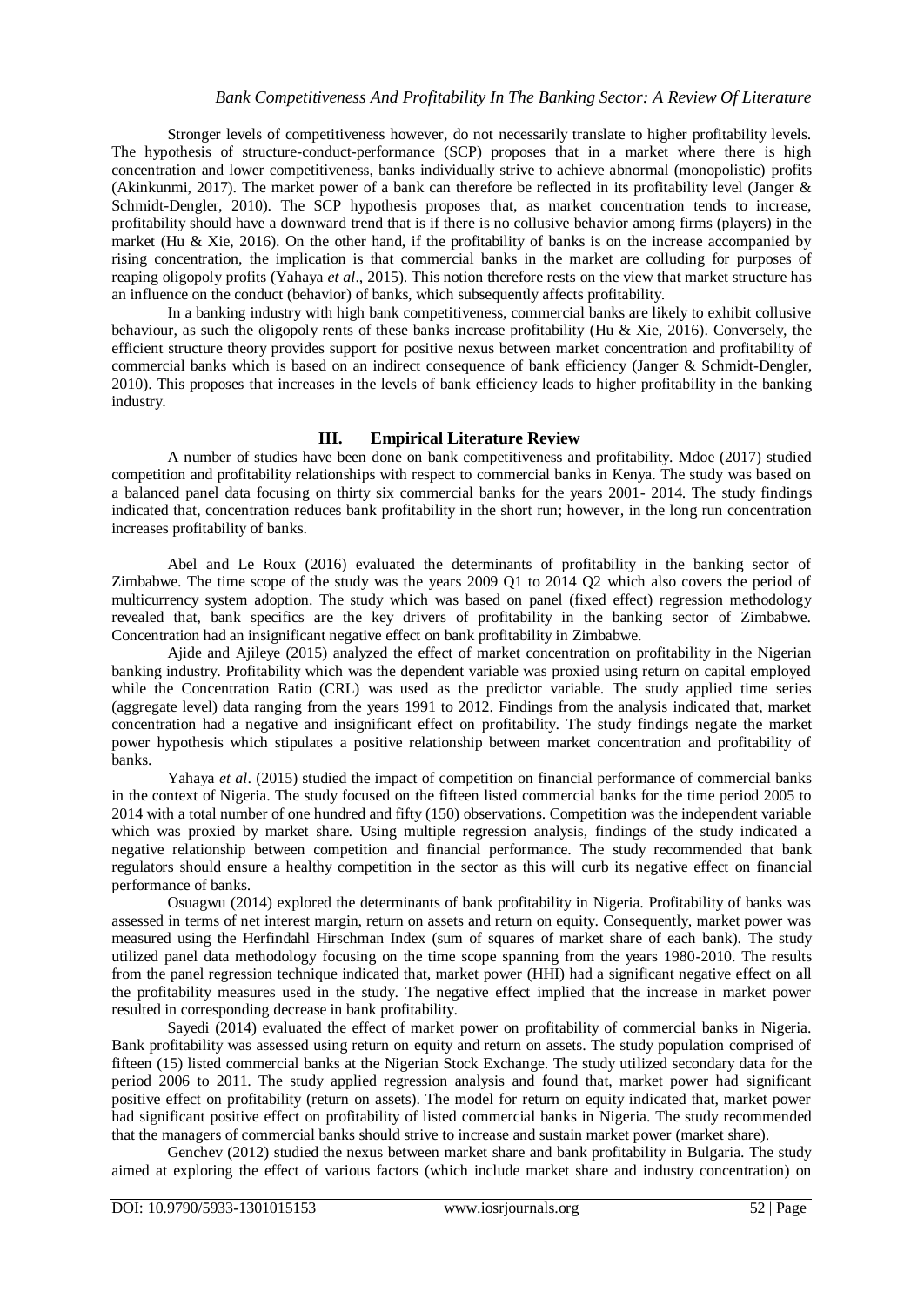Stronger levels of competitiveness however, do not necessarily translate to higher profitability levels. The hypothesis of structure-conduct-performance (SCP) proposes that in a market where there is high concentration and lower competitiveness, banks individually strive to achieve abnormal (monopolistic) profits (Akinkunmi, 2017). The market power of a bank can therefore be reflected in its profitability level (Janger & Schmidt-Dengler, 2010). The SCP hypothesis proposes that, as market concentration tends to increase, profitability should have a downward trend that is if there is no collusive behavior among firms (players) in the market (Hu & Xie, 2016). On the other hand, if the profitability of banks is on the increase accompanied by rising concentration, the implication is that commercial banks in the market are colluding for purposes of reaping oligopoly profits (Yahaya *et al*., 2015). This notion therefore rests on the view that market structure has an influence on the conduct (behavior) of banks, which subsequently affects profitability.

In a banking industry with high bank competitiveness, commercial banks are likely to exhibit collusive behaviour, as such the oligopoly rents of these banks increase profitability (Hu & Xie, 2016). Conversely, the efficient structure theory provides support for positive nexus between market concentration and profitability of commercial banks which is based on an indirect consequence of bank efficiency (Janger & Schmidt-Dengler, 2010). This proposes that increases in the levels of bank efficiency leads to higher profitability in the banking industry.

## III. Empirical Literature Review

A number of studies have been done on bank competitiveness and profitability. Mdoe (2017) studied competition and profitability relationships with respect to commercial banks in Kenya. The study was based on a balanced panel data focusing on thirty six commercial banks for the years 2001- 2014. The study findings indicated that, concentration reduces bank profitability in the short run; however, in the long run concentration increases profitability of banks.

Abel and Le Roux (2016) evaluated the determinants of profitability in the banking sector of Zimbabwe. The time scope of the study was the years 2009 Q1 to 2014 Q2 which also covers the period of multicurrency system adoption. The study which was based on panel (fixed effect) regression methodology revealed that, bank specifics are the key drivers of profitability in the banking sector of Zimbabwe. Concentration had an insignificant negative effect on bank profitability in Zimbabwe.

Ajide and Ajileye (2015) analyzed the effect of market concentration on profitability in the Nigerian banking industry. Profitability which was the dependent variable was proxied using return on capital employed while the Concentration Ratio (CRL) was used as the predictor variable. The study applied time series (aggregate level) data ranging from the years 1991 to 2012. Findings from the analysis indicated that, market concentration had a negative and insignificant effect on profitability. The study findings negate the market power hypothesis which stipulates a positive relationship between market concentration and profitability of banks.

Yahaya *et al*. (2015) studied the impact of competition on financial performance of commercial banks in the context of Nigeria. The study focused on the fifteen listed commercial banks for the time period 2005 to 2014 with a total number of one hundred and fifty (150) observations. Competition was the independent variable which was proxied by market share. Using multiple regression analysis, findings of the study indicated a negative relationship between competition and financial performance. The study recommended that bank regulators should ensure a healthy competition in the sector as this will curb its negative effect on financial performance of banks.

Osuagwu (2014) explored the determinants of bank profitability in Nigeria. Profitability of banks was assessed in terms of net interest margin, return on assets and return on equity. Consequently, market power was measured using the Herfindahl Hirschman Index (sum of squares of market share of each bank). The study utilized panel data methodology focusing on the time scope spanning from the years 1980-2010. The results from the panel regression technique indicated that, market power (HHI) had a significant negative effect on all the profitability measures used in the study. The negative effect implied that the increase in market power resulted in corresponding decrease in bank profitability.

Sayedi (2014) evaluated the effect of market power on profitability of commercial banks in Nigeria. Bank profitability was assessed using return on equity and return on assets. The study population comprised of fifteen (15) listed commercial banks at the Nigerian Stock Exchange. The study utilized secondary data for the period 2006 to 2011. The study applied regression analysis and found that, market power had significant positive effect on profitability (return on assets). The model for return on equity indicated that, market power had significant positive effect on profitability of listed commercial banks in Nigeria. The study recommended that the managers of commercial banks should strive to increase and sustain market power (market share).

Genchev (2012) studied the nexus between market share and bank profitability in Bulgaria. The study aimed at exploring the effect of various factors (which include market share and industry concentration) on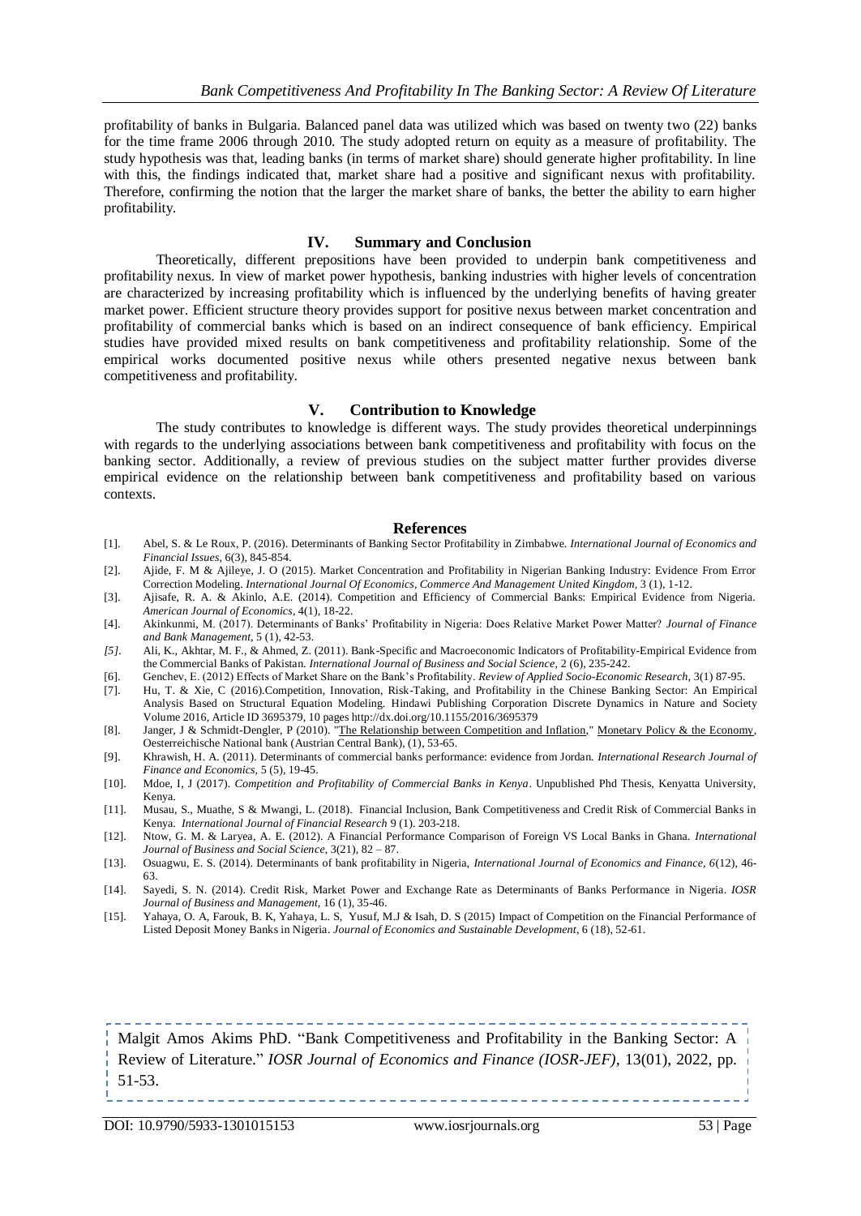profitability of banks in Bulgaria. Balanced panel data was utilized which was based on twenty two (22) banks for the time frame 2006 through 2010. The study adopted return on equity as a measure of profitability. The study hypothesis was that, leading banks (in terms of market share) should generate higher profitability. In line with this, the findings indicated that, market share had a positive and significant nexus with profitability. Therefore, confirming the notion that the larger the market share of banks, the better the ability to earn higher profitability.

## IV. Summary and Conclusion

Theoretically, different prepositions have been provided to underpin bank competitiveness and profitability nexus. In view of market power hypothesis, banking industries with higher levels of concentration are characterized by increasing profitability which is influenced by the underlying benefits of having greater market power. Efficient structure theory provides support for positive nexus between market concentration and profitability of commercial banks which is based on an indirect consequence of bank efficiency. Empirical studies have provided mixed results on bank competitiveness and profitability relationship. Some of the empirical works documented positive nexus while others presented negative nexus between bank competitiveness and profitability.

## V. Contribution to Knowledge

The study contributes to knowledge is different ways. The study provides theoretical underpinnings with regards to the underlying associations between bank competitiveness and profitability with focus on the banking sector. Additionally, a review of previous studies on the subject matter further provides diverse empirical evidence on the relationship between bank competitiveness and profitability based on various contexts.

## References

[1]. Abel, S. & Le Roux, P. (2016). Determinants of Banking Sector Profitability in Zimbabwe. *International Journal of Economics and Financial Issues,* 6(3), 845-854.

[2]. Ajide, F. M & Ajileye, J. O (2015). Market Concentration and Profitability in Nigerian Banking Industry: Evidence From Error Correction Modeling. *International Journal Of Economics, Commerce And Management United Kingdom,* 3 (1), 1-12.

[3]. Ajisafe, R. A. & Akinlo, A.E. (2014). Competition and Efficiency of Commercial Banks: Empirical Evidence from Nigeria. *American Journal of Economics,* 4(1), 18-22.

[4]. Akinkunmi, M. (2017). Determinants of Banks' Profitability in Nigeria: Does Relative Market Power Matter? *Journal of Finance and Bank Management,* 5 (1), 42-53.

[5]. Ali, K., Akhtar, M. F., & Ahmed, Z. (2011). Bank-Specific and Macroeconomic Indicators of Profitability-Empirical Evidence from the Commercial Banks of Pakistan. *International Journal of Business and Social Science,* 2 (6), 235-242.

[6]. Genchev, E. (2012) Effects of Market Share on the Bank's Profitability. *Review of Applied Socio-Economic Research,* 3(1) 87-95.

[7]. Hu, T. & Xie, C (2016).Competition, Innovation, Risk-Taking, and Profitability in the Chinese Banking Sector: An Empirical Analysis Based on Structural Equation Modeling. Hindawi Publishing Corporation Discrete Dynamics in Nature and Society Volume 2016, Article ID 3695379, 10 pages http://dx.doi.org/10.1155/2016/3695379

[8]. Janger, J & Schmidt-Dengler, P (2010). "The Relationship between Competition and Inflation," Monetary Policy & the Economy, Oesterreichische National bank (Austrian Central Bank), (1), 53-65.

[9]. Khrawish, H. A. (2011). Determinants of commercial banks performance: evidence from Jordan. *International Research Journal of Finance and Economics,* 5 (5), 19-45.

[10]. Mdoe, I, J (2017). *Competition and Profitability of Commercial Banks in Kenya*. Unpublished Phd Thesis, Kenyatta University, Kenya.

[11]. Musau, S., Muathe, S & Mwangi, L. (2018). Financial Inclusion, Bank Competitiveness and Credit Risk of Commercial Banks in Kenya. *International Journal of Financial Research* 9 (1). 203-218.

[12]. Ntow, G. M. & Laryea, A. E. (2012). A Financial Performance Comparison of Foreign VS Local Banks in Ghana. *International Journal of Business and Social Science,* 3(21), 82 – 87.

[13]. Osuagwu, E. S. (2014). Determinants of bank profitability in Nigeria, *International Journal of Economics and Finance, 6*(12), 46-63.

[14]. Sayedi, S. N. (2014). Credit Risk, Market Power and Exchange Rate as Determinants of Banks Performance in Nigeria. *IOSR Journal of Business and Management,* 16 (1), 35-46.

[15]. Yahaya, O. A, Farouk, B. K, Yahaya, L. S, Yusuf, M.J & Isah, D. S (2015) Impact of Competition on the Financial Performance of Listed Deposit Money Banks in Nigeria. *Journal of Economics and Sustainable Development,* 6 (18), 52-61.

Malgit Amos Akims PhD. "Bank Competitiveness and Profitability in the Banking Sector: A Review of Literature." *IOSR Journal of Economics and Finance (IOSR-JEF),* 13(01), 2022, pp. 51-53.